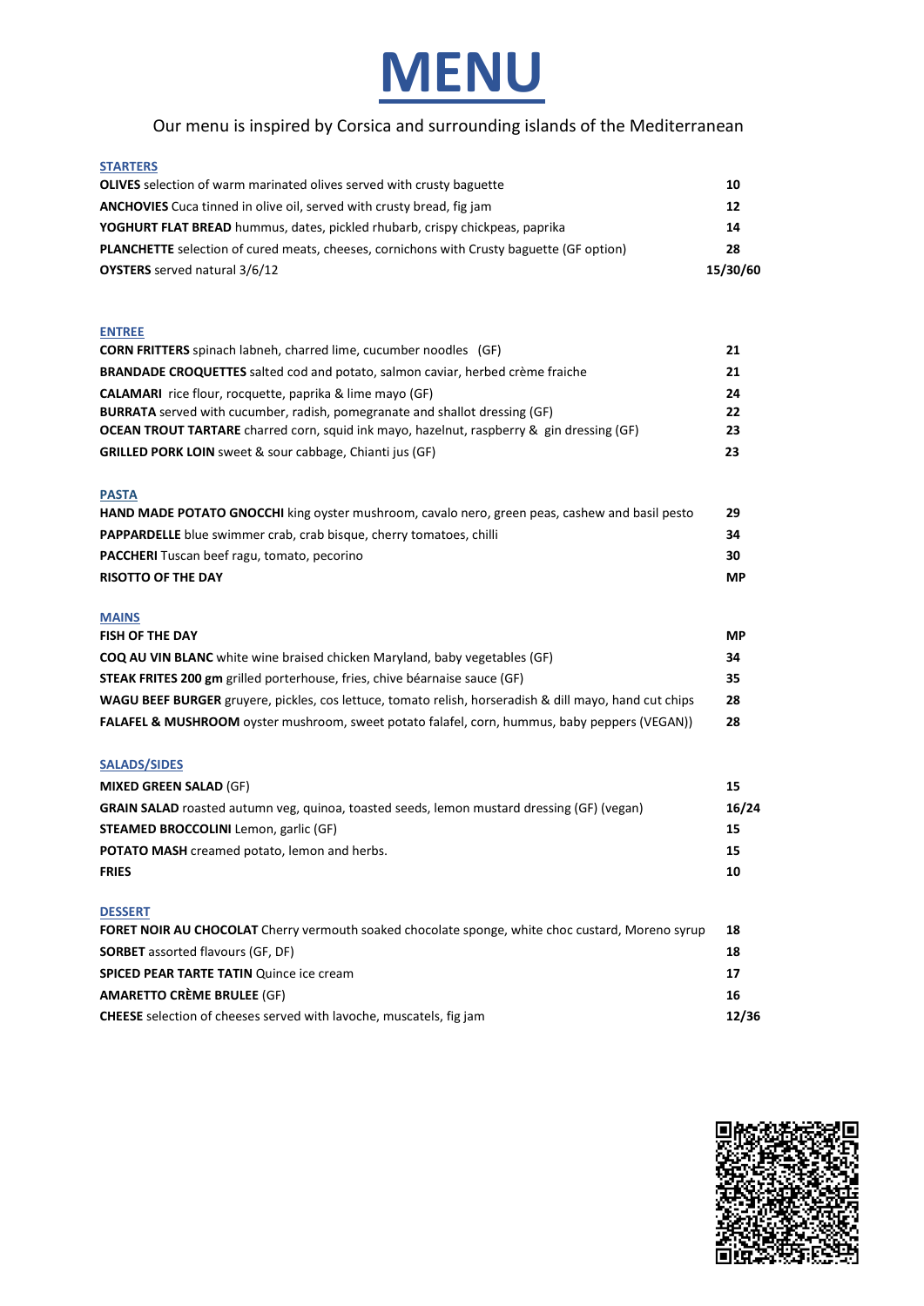# MENU

Our menu is inspired by Corsica and surrounding islands of the Mediterranean

## STARTERS

| Item | Price |
|---|---|
| **OLIVES** selection of warm marinated olives served with crusty baguette | **10** |
| **ANCHOVIES** Cuca tinned in olive oil, served with crusty bread, fig jam | **12** |
| **YOGHURT FLAT BREAD** hummus, dates, pickled rhubarb, crispy chickpeas, paprika | **14** |
| **PLANCHETTE** selection of cured meats, cheeses, cornichons with Crusty baguette (GF option) | **28** |
| **OYSTERS** served natural 3/6/12 | **15/30/60** |

## ENTREE

| Item | Price |
|---|---|
| **CORN FRITTERS** spinach labneh, charred lime, cucumber noodles (GF) | **21** |
| **BRANDADE CROQUETTES** salted cod and potato, salmon caviar, herbed crème fraiche | **21** |
| **CALAMARI** rice flour, rocquette, paprika & lime mayo (GF) | **24** |
| **BURRATA** served with cucumber, radish, pomegranate and shallot dressing (GF) | **22** |
| **OCEAN TROUT TARTARE** charred corn, squid ink mayo, hazelnut, raspberry & gin dressing (GF) | **23** |
| **GRILLED PORK LOIN** sweet & sour cabbage, Chianti jus (GF) | **23** |

## PASTA

| Item | Price |
|---|---|
| **HAND MADE POTATO GNOCCHI** king oyster mushroom, cavalo nero, green peas, cashew and basil pesto | **29** |
| **PAPPARDELLE** blue swimmer crab, crab bisque, cherry tomatoes, chilli | **34** |
| **PACCHERI** Tuscan beef ragu, tomato, pecorino | **30** |
| **RISOTTO OF THE DAY** | **MP** |

## MAINS

| Item | Price |
|---|---|
| **FISH OF THE DAY** | **MP** |
| **COQ AU VIN BLANC** white wine braised chicken Maryland, baby vegetables (GF) | **34** |
| **STEAK FRITES 200 gm** grilled porterhouse, fries, chive béarnaise sauce (GF) | **35** |
| **WAGU BEEF BURGER** gruyere, pickles, cos lettuce, tomato relish, horseradish & dill mayo, hand cut chips | **28** |
| **FALAFEL & MUSHROOM** oyster mushroom, sweet potato falafel, corn, hummus, baby peppers (VEGAN)) | **28** |

## SALADS/SIDES

| Item | Price |
|---|---|
| **MIXED GREEN SALAD** (GF) | **15** |
| **GRAIN SALAD** roasted autumn veg, quinoa, toasted seeds, lemon mustard dressing (GF) (vegan) | **16/24** |
| **STEAMED BROCCOLINI** Lemon, garlic (GF) | **15** |
| **POTATO MASH** creamed potato, lemon and herbs. | **15** |
| **FRIES** | **10** |

## DESSERT

| Item | Price |
|---|---|
| **FORET NOIR AU CHOCOLAT** Cherry vermouth soaked chocolate sponge, white choc custard, Moreno syrup | **18** |
| **SORBET** assorted flavours (GF, DF) | **18** |
| **SPICED PEAR TARTE TATIN** Quince ice cream | **17** |
| **AMARETTO CRÈME BRULEE** (GF) | **16** |
| **CHEESE** selection of cheeses served with lavoche, muscatels, fig jam | **12/36** |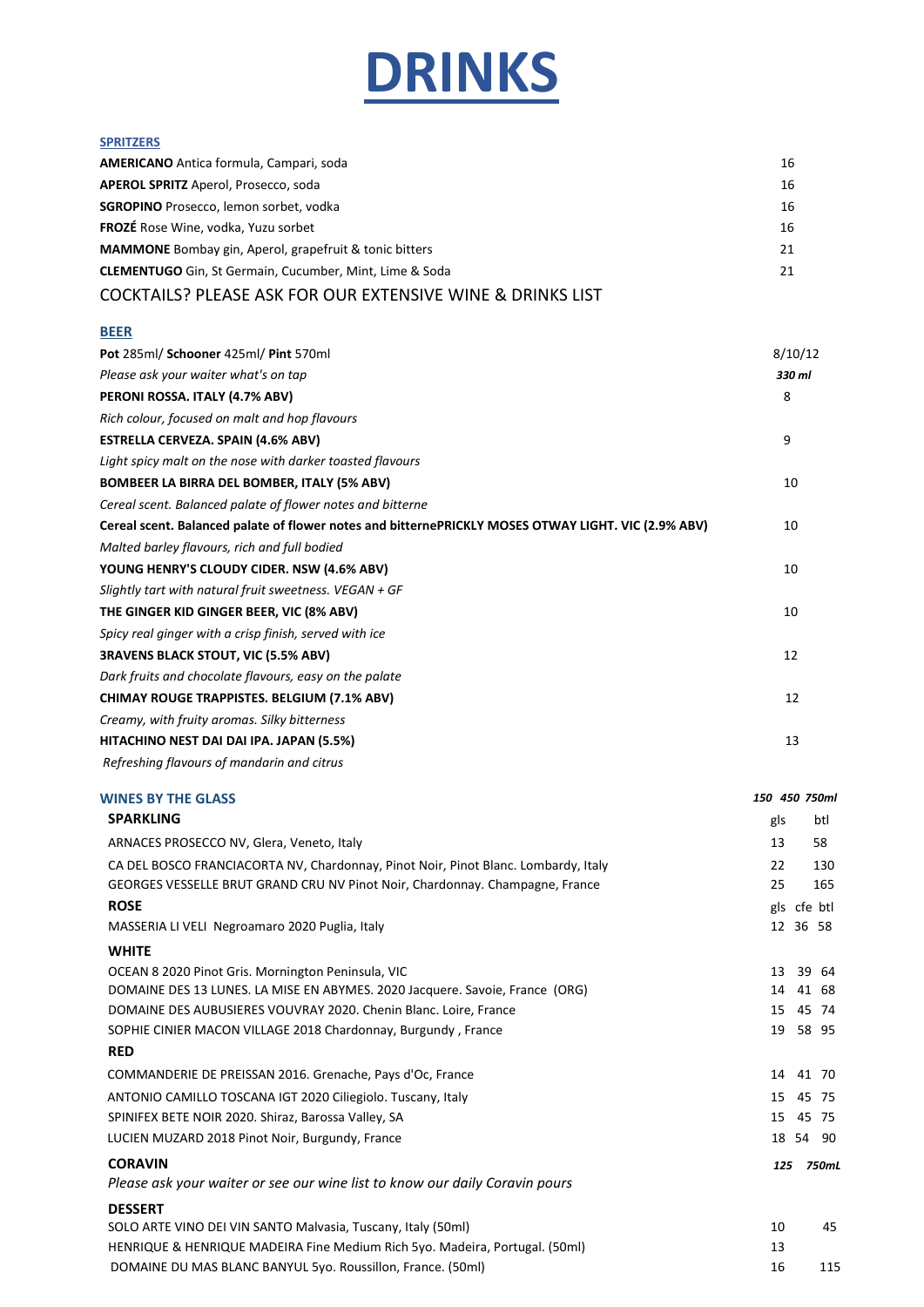# DRINKS

**SPRITZERS**

| | |
|---|---|
| **AMERICANO** Antica formula, Campari, soda | 16 |
| **APEROL SPRITZ** Aperol, Prosecco, soda | 16 |
| **SGROPINO** Prosecco, lemon sorbet, vodka | 16 |
| **FROZÉ** Rose Wine, vodka, Yuzu sorbet | 16 |
| **MAMMONE** Bombay gin, Aperol, grapefruit & tonic bitters | 21 |
| **CLEMENTUGO** Gin, St Germain, Cucumber, Mint, Lime & Soda | 21 |

COCKTAILS? PLEASE ASK FOR OUR EXTENSIVE WINE & DRINKS LIST

**BEER**

| | |
|---|---|
| **Pot** 285ml/ **Schooner** 425ml/ **Pint** 570ml | 8/10/12 |
| *Please ask your waiter what's on tap* | ***330 ml*** |
| **PERONI ROSSA. ITALY (4.7% ABV)** | 8 |
| *Rich colour, focused on malt and hop flavours* | |
| **ESTRELLA CERVEZA. SPAIN (4.6% ABV)** | 9 |
| *Light spicy malt on the nose with darker toasted flavours* | |
| **BOMBEER LA BIRRA DEL BOMBER, ITALY (5% ABV)** | 10 |
| *Cereal scent. Balanced palate of flower notes and bitterne* | |
| **Cereal scent. Balanced palate of flower notes and bitternePRICKLY MOSES OTWAY LIGHT. VIC (2.9% ABV)** | 10 |
| *Malted barley flavours, rich and full bodied* | |
| **YOUNG HENRY'S CLOUDY CIDER. NSW (4.6% ABV)** | 10 |
| *Slightly tart with natural fruit sweetness. VEGAN + GF* | |
| **THE GINGER KID GINGER BEER, VIC (8% ABV)** | 10 |
| *Spicy real ginger with a crisp finish, served with ice* | |
| **3RAVENS BLACK STOUT, VIC (5.5% ABV)** | 12 |
| *Dark fruits and chocolate flavours, easy on the palate* | |
| **CHIMAY ROUGE TRAPPISTES. BELGIUM (7.1% ABV)** | 12 |
| *Creamy, with fruity aromas. Silky bitterness* | |
| **HITACHINO NEST DAI DAI IPA. JAPAN (5.5%)** | 13 |
| *Refreshing flavours of mandarin and citrus* | |

**WINES BY THE GLASS** — *150 450 750ml*

| | | | |
|---|---|---|---|
| **SPARKLING** | gls | | btl |
| ARNACES PROSECCO NV, Glera, Veneto, Italy | 13 | | 58 |
| CA DEL BOSCO FRANCIACORTA NV, Chardonnay, Pinot Noir, Pinot Blanc. Lombardy, Italy | 22 | | 130 |
| GEORGES VESSELLE BRUT GRAND CRU NV Pinot Noir, Chardonnay. Champagne, France | 25 | | 165 |
| **ROSE** | gls | cfe | btl |
| MASSERIA LI VELI Negroamaro 2020 Puglia, Italy | 12 | 36 | 58 |
| **WHITE** | | | |
| OCEAN 8 2020 Pinot Gris. Mornington Peninsula, VIC | 13 | 39 | 64 |
| DOMAINE DES 13 LUNES. LA MISE EN ABYMES. 2020 Jacquere. Savoie, France (ORG) | 14 | 41 | 68 |
| DOMAINE DES AUBUSIERES VOUVRAY 2020. Chenin Blanc. Loire, France | 15 | 45 | 74 |
| SOPHIE CINIER MACON VILLAGE 2018 Chardonnay, Burgundy , France | 19 | 58 | 95 |
| **RED** | | | |
| COMMANDERIE DE PREISSAN 2016. Grenache, Pays d'Oc, France | 14 | 41 | 70 |
| ANTONIO CAMILLO TOSCANA IGT 2020 Ciliegiolo. Tuscany, Italy | 15 | 45 | 75 |
| SPINIFEX BETE NOIR 2020. Shiraz, Barossa Valley, SA | 15 | 45 | 75 |
| LUCIEN MUZARD 2018 Pinot Noir, Burgundy, France | 18 | 54 | 90 |
| **CORAVIN** | *125* | | *750mL* |
| *Please ask your waiter or see our wine list to know our daily Coravin pours* | | | |
| **DESSERT** | | | |
| SOLO ARTE VINO DEI VIN SANTO Malvasia, Tuscany, Italy (50ml) | 10 | | 45 |
| HENRIQUE & HENRIQUE MADEIRA Fine Medium Rich 5yo. Madeira, Portugal. (50ml) | 13 | | |
| DOMAINE DU MAS BLANC BANYUL 5yo. Roussillon, France. (50ml) | 16 | | 115 |